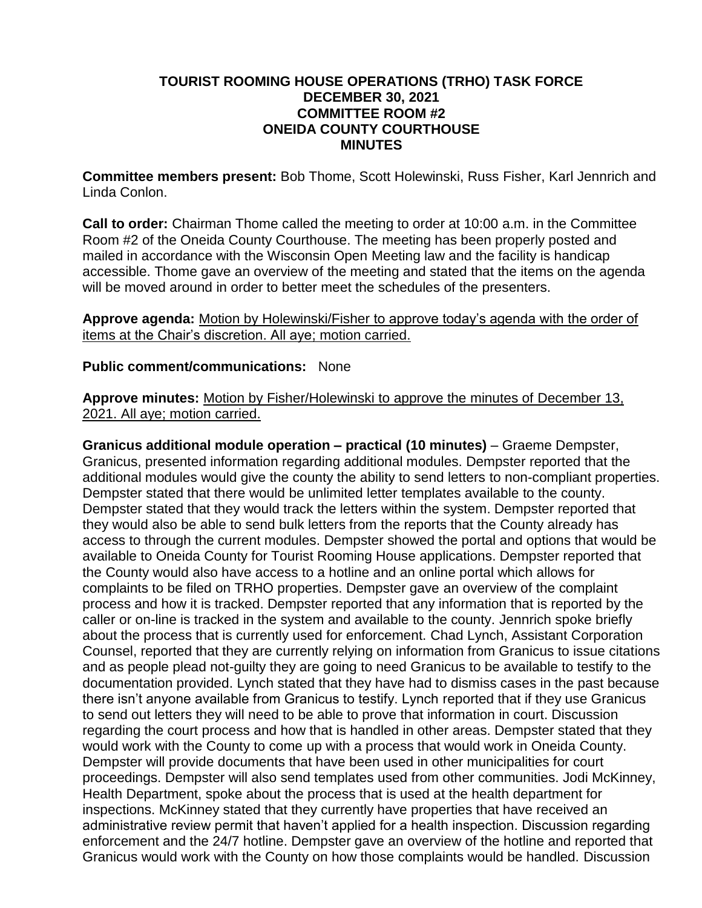# TOURIST ROOMING HOUSE OPERATIONS (TRHO) TASK FORCE
## DECEMBER 30, 2021
## COMMITTEE ROOM #2
## ONEIDA COUNTY COURTHOUSE
## MINUTES

**Committee members present:** Bob Thome, Scott Holewinski, Russ Fisher, Karl Jennrich and Linda Conlon.

**Call to order:** Chairman Thome called the meeting to order at 10:00 a.m. in the Committee Room #2 of the Oneida County Courthouse. The meeting has been properly posted and mailed in accordance with the Wisconsin Open Meeting law and the facility is handicap accessible. Thome gave an overview of the meeting and stated that the items on the agenda will be moved around in order to better meet the schedules of the presenters.

**Approve agenda:** <u>Motion by Holewinski/Fisher to approve today's agenda with the order of items at the Chair's discretion. All aye; motion carried.</u>

**Public comment/communications:** None

**Approve minutes:** <u>Motion by Fisher/Holewinski to approve the minutes of December 13, 2021. All aye; motion carried.</u>

**Granicus additional module operation – practical (10 minutes)** – Graeme Dempster, Granicus, presented information regarding additional modules. Dempster reported that the additional modules would give the county the ability to send letters to non-compliant properties. Dempster stated that there would be unlimited letter templates available to the county. Dempster stated that they would track the letters within the system. Dempster reported that they would also be able to send bulk letters from the reports that the County already has access to through the current modules. Dempster showed the portal and options that would be available to Oneida County for Tourist Rooming House applications. Dempster reported that the County would also have access to a hotline and an online portal which allows for complaints to be filed on TRHO properties. Dempster gave an overview of the complaint process and how it is tracked. Dempster reported that any information that is reported by the caller or on-line is tracked in the system and available to the county. Jennrich spoke briefly about the process that is currently used for enforcement. Chad Lynch, Assistant Corporation Counsel, reported that they are currently relying on information from Granicus to issue citations and as people plead not-guilty they are going to need Granicus to be available to testify to the documentation provided. Lynch stated that they have had to dismiss cases in the past because there isn't anyone available from Granicus to testify. Lynch reported that if they use Granicus to send out letters they will need to be able to prove that information in court. Discussion regarding the court process and how that is handled in other areas. Dempster stated that they would work with the County to come up with a process that would work in Oneida County. Dempster will provide documents that have been used in other municipalities for court proceedings. Dempster will also send templates used from other communities. Jodi McKinney, Health Department, spoke about the process that is used at the health department for inspections. McKinney stated that they currently have properties that have received an administrative review permit that haven't applied for a health inspection. Discussion regarding enforcement and the 24/7 hotline. Dempster gave an overview of the hotline and reported that Granicus would work with the County on how those complaints would be handled. Discussion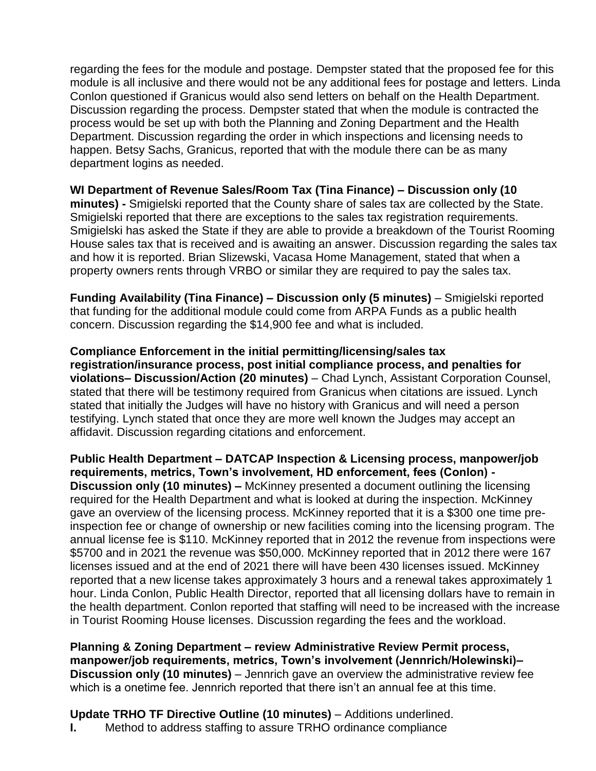regarding the fees for the module and postage. Dempster stated that the proposed fee for this module is all inclusive and there would not be any additional fees for postage and letters. Linda Conlon questioned if Granicus would also send letters on behalf on the Health Department. Discussion regarding the process. Dempster stated that when the module is contracted the process would be set up with both the Planning and Zoning Department and the Health Department. Discussion regarding the order in which inspections and licensing needs to happen. Betsy Sachs, Granicus, reported that with the module there can be as many department logins as needed.

**WI Department of Revenue Sales/Room Tax (Tina Finance) – Discussion only (10 minutes) -** Smigielski reported that the County share of sales tax are collected by the State. Smigielski reported that there are exceptions to the sales tax registration requirements. Smigielski has asked the State if they are able to provide a breakdown of the Tourist Rooming House sales tax that is received and is awaiting an answer. Discussion regarding the sales tax and how it is reported. Brian Slizewski, Vacasa Home Management, stated that when a property owners rents through VRBO or similar they are required to pay the sales tax.

**Funding Availability (Tina Finance) – Discussion only (5 minutes)** – Smigielski reported that funding for the additional module could come from ARPA Funds as a public health concern. Discussion regarding the $14,900 fee and what is included.

**Compliance Enforcement in the initial permitting/licensing/sales tax registration/insurance process, post initial compliance process, and penalties for violations– Discussion/Action (20 minutes)** – Chad Lynch, Assistant Corporation Counsel, stated that there will be testimony required from Granicus when citations are issued. Lynch stated that initially the Judges will have no history with Granicus and will need a person testifying. Lynch stated that once they are more well known the Judges may accept an affidavit. Discussion regarding citations and enforcement.

**Public Health Department – DATCAP Inspection & Licensing process, manpower/job requirements, metrics, Town's involvement, HD enforcement, fees (Conlon) - Discussion only (10 minutes) –** McKinney presented a document outlining the licensing required for the Health Department and what is looked at during the inspection. McKinney gave an overview of the licensing process. McKinney reported that it is a $300 one time pre-inspection fee or change of ownership or new facilities coming into the licensing program. The annual license fee is $110. McKinney reported that in 2012 the revenue from inspections were $5700 and in 2021 the revenue was $50,000. McKinney reported that in 2012 there were 167 licenses issued and at the end of 2021 there will have been 430 licenses issued. McKinney reported that a new license takes approximately 3 hours and a renewal takes approximately 1 hour. Linda Conlon, Public Health Director, reported that all licensing dollars have to remain in the health department. Conlon reported that staffing will need to be increased with the increase in Tourist Rooming House licenses. Discussion regarding the fees and the workload.

**Planning & Zoning Department – review Administrative Review Permit process, manpower/job requirements, metrics, Town's involvement (Jennrich/Holewinski)– Discussion only (10 minutes)** – Jennrich gave an overview the administrative review fee which is a onetime fee. Jennrich reported that there isn't an annual fee at this time.

**Update TRHO TF Directive Outline (10 minutes)** – Additions underlined.

**I.** Method to address staffing to assure TRHO ordinance compliance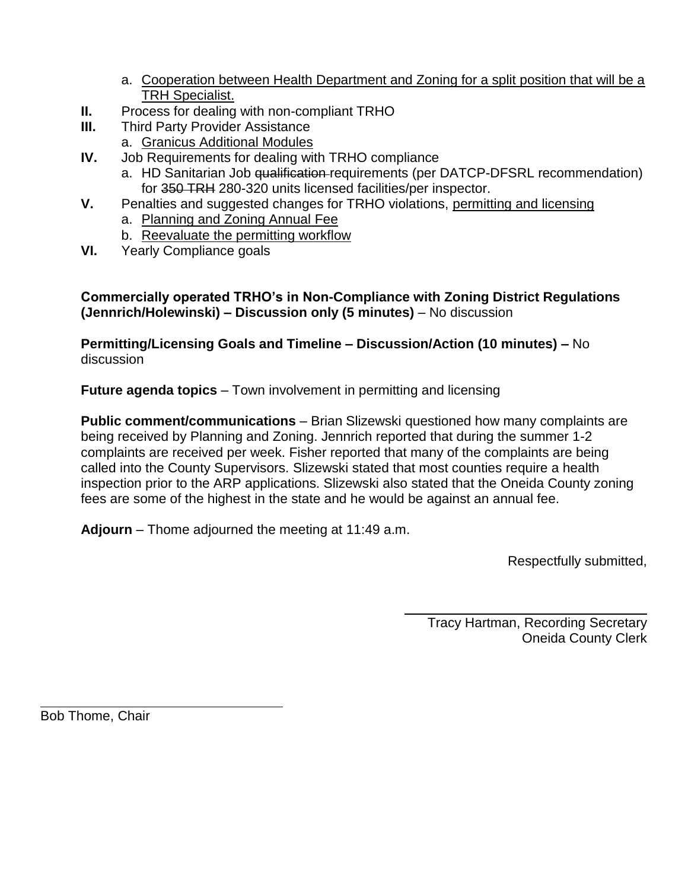a. <u>Cooperation between Health Department and Zoning for a split position that will be a TRH Specialist.</u>

**II.** Process for dealing with non-compliant TRHO

**III.** Third Party Provider Assistance

a. <u>Granicus Additional Modules</u>

**IV.** Job Requirements for dealing with TRHO compliance

a. HD Sanitarian Job ~~qualification~~ requirements (per DATCP-DFSRL recommendation) for ~~350 TRH~~ 280-320 units licensed facilities/per inspector.

**V.** Penalties and suggested changes for TRHO violations, <u>permitting and licensing</u>

a. <u>Planning and Zoning Annual Fee</u>

b. <u>Reevaluate the permitting workflow</u>

**VI.** Yearly Compliance goals

**Commercially operated TRHO's in Non-Compliance with Zoning District Regulations (Jennrich/Holewinski) – Discussion only (5 minutes)** – No discussion

**Permitting/Licensing Goals and Timeline – Discussion/Action (10 minutes) –** No discussion

**Future agenda topics** – Town involvement in permitting and licensing

**Public comment/communications** – Brian Slizewski questioned how many complaints are being received by Planning and Zoning. Jennrich reported that during the summer 1-2 complaints are received per week. Fisher reported that many of the complaints are being called into the County Supervisors. Slizewski stated that most counties require a health inspection prior to the ARP applications. Slizewski also stated that the Oneida County zoning fees are some of the highest in the state and he would be against an annual fee.

**Adjourn** – Thome adjourned the meeting at 11:49 a.m.

Respectfully submitted,

\_\_\_\_\_\_\_\_\_\_\_\_\_\_\_\_\_\_\_\_\_\_\_\_\_\_\_\_\_\_
Tracy Hartman, Recording Secretary
Oneida County Clerk

\_\_\_\_\_\_\_\_\_\_\_\_\_\_\_\_\_\_\_\_\_\_\_\_\_\_\_\_\_\_
Bob Thome, Chair